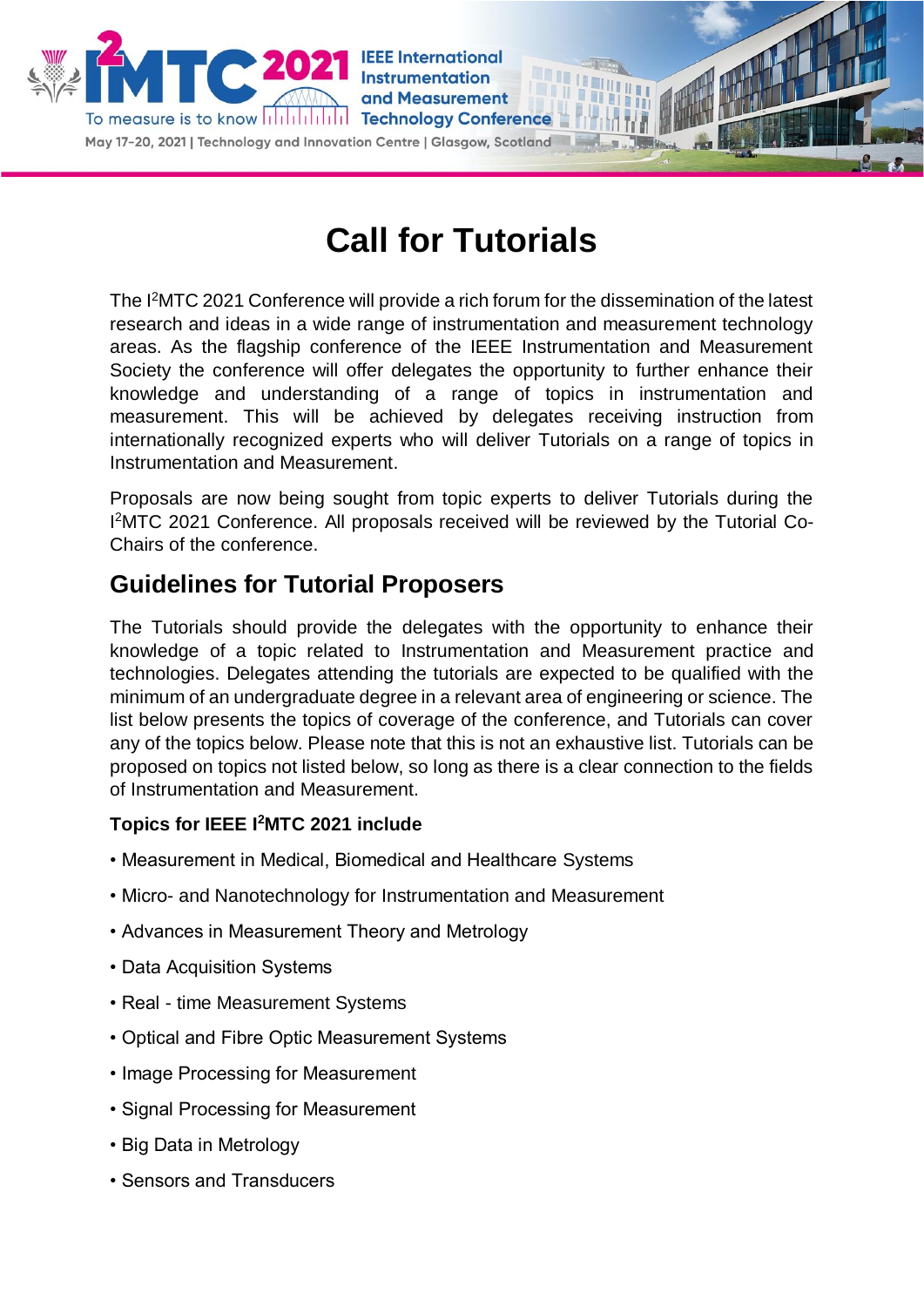IEEE International Instrumentation and Measurement Technology Conference

To measure is to know

May 17-20, 2021 | Technology and Innovation Centre | Glasgow, Scotland

# Call for Tutorials

The I$^2$MTC 2021 Conference will provide a rich forum for the dissemination of the latest research and ideas in a wide range of instrumentation and measurement technology areas. As the flagship conference of the IEEE Instrumentation and Measurement Society the conference will offer delegates the opportunity to further enhance their knowledge and understanding of a range of topics in instrumentation and measurement. This will be achieved by delegates receiving instruction from internationally recognized experts who will deliver Tutorials on a range of topics in Instrumentation and Measurement.

Proposals are now being sought from topic experts to deliver Tutorials during the I$^2$MTC 2021 Conference. All proposals received will be reviewed by the Tutorial Co-Chairs of the conference.

## Guidelines for Tutorial Proposers

The Tutorials should provide the delegates with the opportunity to enhance their knowledge of a topic related to Instrumentation and Measurement practice and technologies. Delegates attending the tutorials are expected to be qualified with the minimum of an undergraduate degree in a relevant area of engineering or science. The list below presents the topics of coverage of the conference, and Tutorials can cover any of the topics below. Please note that this is not an exhaustive list. Tutorials can be proposed on topics not listed below, so long as there is a clear connection to the fields of Instrumentation and Measurement.

**Topics for IEEE I$^2$MTC 2021 include**

- Measurement in Medical, Biomedical and Healthcare Systems
- Micro- and Nanotechnology for Instrumentation and Measurement
- Advances in Measurement Theory and Metrology
- Data Acquisition Systems
- Real - time Measurement Systems
- Optical and Fibre Optic Measurement Systems
- Image Processing for Measurement
- Signal Processing for Measurement
- Big Data in Metrology
- Sensors and Transducers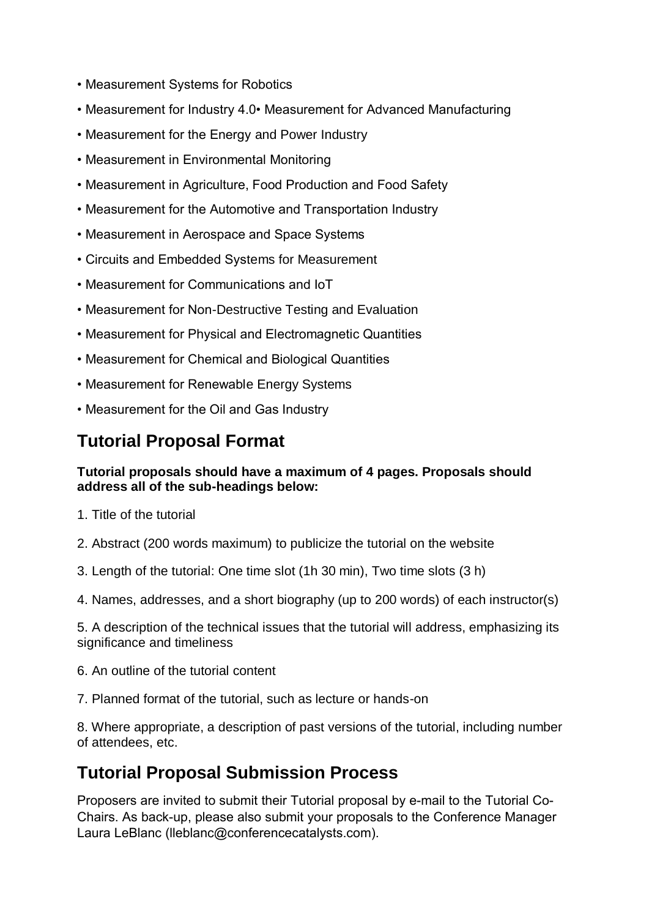- Measurement Systems for Robotics
- Measurement for Industry 4.0• Measurement for Advanced Manufacturing
- Measurement for the Energy and Power Industry
- Measurement in Environmental Monitoring
- Measurement in Agriculture, Food Production and Food Safety
- Measurement for the Automotive and Transportation Industry
- Measurement in Aerospace and Space Systems
- Circuits and Embedded Systems for Measurement
- Measurement for Communications and IoT
- Measurement for Non-Destructive Testing and Evaluation
- Measurement for Physical and Electromagnetic Quantities
- Measurement for Chemical and Biological Quantities
- Measurement for Renewable Energy Systems
- Measurement for the Oil and Gas Industry

## Tutorial Proposal Format

**Tutorial proposals should have a maximum of 4 pages. Proposals should address all of the sub-headings below:**

1. Title of the tutorial
2. Abstract (200 words maximum) to publicize the tutorial on the website
3. Length of the tutorial: One time slot (1h 30 min), Two time slots (3 h)
4. Names, addresses, and a short biography (up to 200 words) of each instructor(s)
5. A description of the technical issues that the tutorial will address, emphasizing its significance and timeliness
6. An outline of the tutorial content
7. Planned format of the tutorial, such as lecture or hands-on
8. Where appropriate, a description of past versions of the tutorial, including number of attendees, etc.

## Tutorial Proposal Submission Process

Proposers are invited to submit their Tutorial proposal by e-mail to the Tutorial Co-Chairs. As back-up, please also submit your proposals to the Conference Manager Laura LeBlanc (lleblanc@conferencecatalysts.com).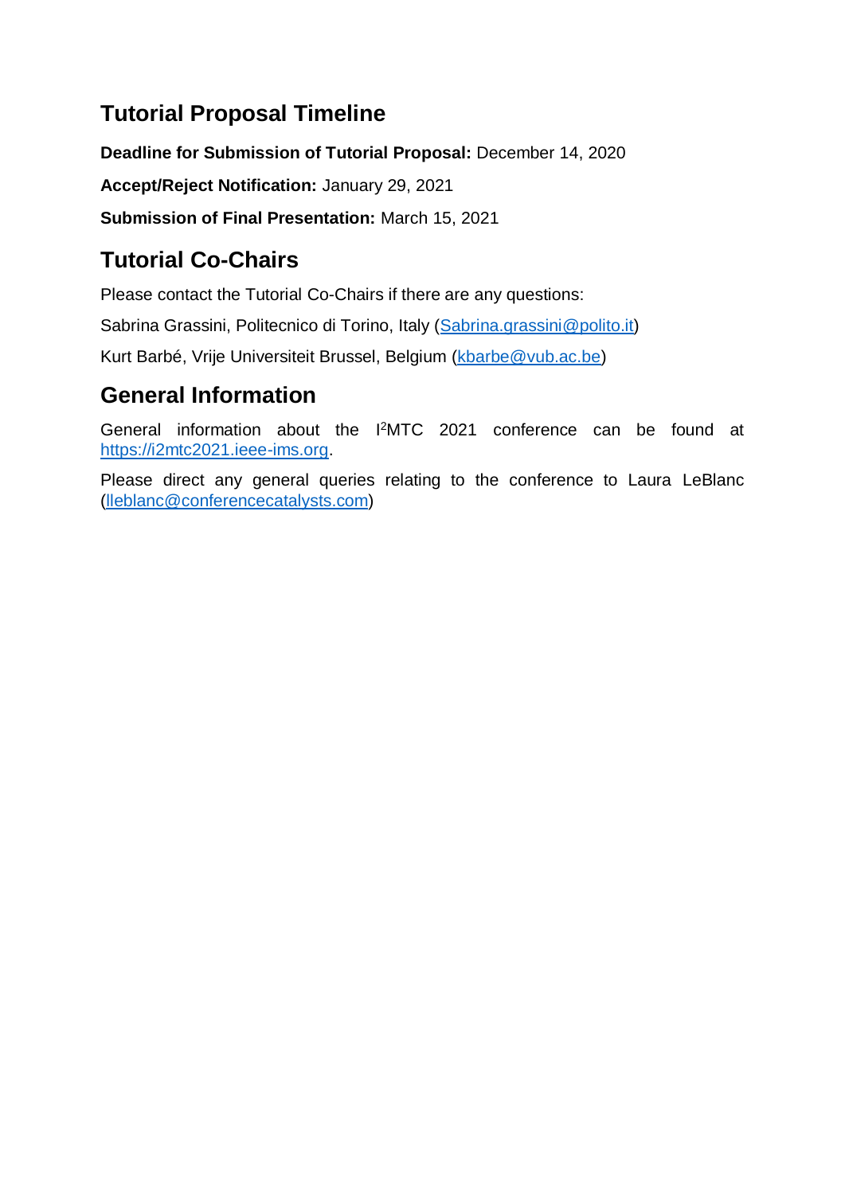## Tutorial Proposal Timeline

**Deadline for Submission of Tutorial Proposal:** December 14, 2020

**Accept/Reject Notification:** January 29, 2021

**Submission of Final Presentation:** March 15, 2021

## Tutorial Co-Chairs

Please contact the Tutorial Co-Chairs if there are any questions:

Sabrina Grassini, Politecnico di Torino, Italy (Sabrina.grassini@polito.it)

Kurt Barbé, Vrije Universiteit Brussel, Belgium (kbarbe@vub.ac.be)

## General Information

General information about the I$^2$MTC 2021 conference can be found at https://i2mtc2021.ieee-ims.org.

Please direct any general queries relating to the conference to Laura LeBlanc (lleblanc@conferencecatalysts.com)